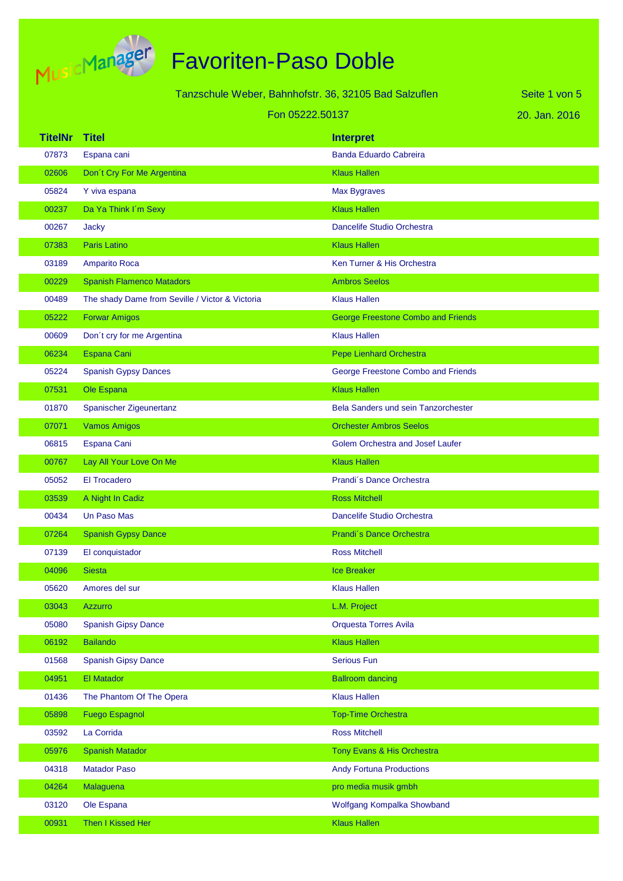# Favoriten-Paso Doble

Tanzschule Weber, Bahnhofstr. 36, 32105 Bad Salzuflen

Fon 05222.50137

20. Jan. 2016

| TitelNr | Titel | Interpret |
|---|---|---|
| 07873 | Espana cani | Banda Eduardo Cabreira |
| 02606 | Don´t Cry For Me Argentina | Klaus Hallen |
| 05824 | Y viva espana | Max Bygraves |
| 00237 | Da Ya Think I´m Sexy | Klaus Hallen |
| 00267 | Jacky | Dancelife Studio Orchestra |
| 07383 | Paris Latino | Klaus Hallen |
| 03189 | Amparito Roca | Ken Turner & His Orchestra |
| 00229 | Spanish Flamenco Matadors | Ambros Seelos |
| 00489 | The shady Dame from Seville / Victor & Victoria | Klaus Hallen |
| 05222 | Forwar Amigos | George Freestone Combo and Friends |
| 00609 | Don´t cry for me Argentina | Klaus Hallen |
| 06234 | Espana Cani | Pepe Lienhard Orchestra |
| 05224 | Spanish Gypsy Dances | George Freestone Combo and Friends |
| 07531 | Ole Espana | Klaus Hallen |
| 01870 | Spanischer Zigeunertanz | Bela Sanders und sein Tanzorchester |
| 07071 | Vamos Amigos | Orchester Ambros Seelos |
| 06815 | Espana Cani | Golem Orchestra and Josef Laufer |
| 00767 | Lay All Your Love On Me | Klaus Hallen |
| 05052 | El Trocadero | Prandi´s Dance Orchestra |
| 03539 | A Night In Cadiz | Ross Mitchell |
| 00434 | Un Paso Mas | Dancelife Studio Orchestra |
| 07264 | Spanish Gypsy Dance | Prandi´s Dance Orchestra |
| 07139 | El conquistador | Ross Mitchell |
| 04096 | Siesta | Ice Breaker |
| 05620 | Amores del sur | Klaus Hallen |
| 03043 | Azzurro | L.M. Project |
| 05080 | Spanish Gipsy Dance | Orquesta Torres Avila |
| 06192 | Bailando | Klaus Hallen |
| 01568 | Spanish Gipsy Dance | Serious Fun |
| 04951 | El Matador | Ballroom dancing |
| 01436 | The Phantom Of The Opera | Klaus Hallen |
| 05898 | Fuego Espagnol | Top-Time Orchestra |
| 03592 | La Corrida | Ross Mitchell |
| 05976 | Spanish Matador | Tony Evans & His Orchestra |
| 04318 | Matador Paso | Andy Fortuna Productions |
| 04264 | Malaguena | pro media musik gmbh |
| 03120 | Ole Espana | Wolfgang Kompalka Showband |
| 00931 | Then I Kissed Her | Klaus Hallen |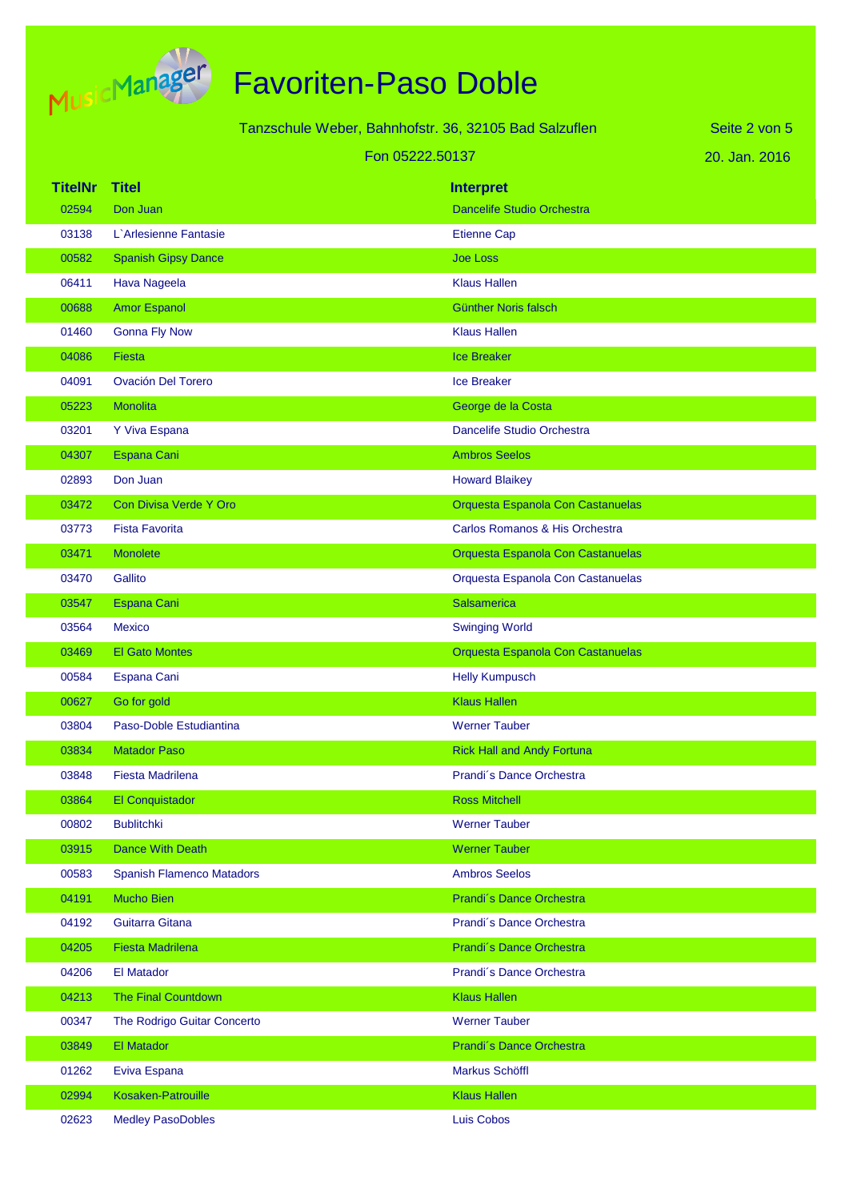# Favoriten-Paso Doble

Tanzschule Weber, Bahnhofstr. 36, 32105 Bad Salzuflen

Fon 05222.50137

20. Jan. 2016

| TitelNr | Titel | Interpret |
|---|---|---|
| 02594 | Don Juan | Dancelife Studio Orchestra |
| 03138 | L`Arlesienne Fantasie | Etienne Cap |
| 00582 | Spanish Gipsy Dance | Joe Loss |
| 06411 | Hava Nageela | Klaus Hallen |
| 00688 | Amor Espanol | Günther Noris falsch |
| 01460 | Gonna Fly Now | Klaus Hallen |
| 04086 | Fiesta | Ice Breaker |
| 04091 | Ovación Del Torero | Ice Breaker |
| 05223 | Monolita | George de la Costa |
| 03201 | Y Viva Espana | Dancelife Studio Orchestra |
| 04307 | Espana Cani | Ambros Seelos |
| 02893 | Don Juan | Howard Blaikey |
| 03472 | Con Divisa Verde Y Oro | Orquesta Espanola Con Castanuelas |
| 03773 | Fista Favorita | Carlos Romanos & His Orchestra |
| 03471 | Monolete | Orquesta Espanola Con Castanuelas |
| 03470 | Gallito | Orquesta Espanola Con Castanuelas |
| 03547 | Espana Cani | Salsamerica |
| 03564 | Mexico | Swinging World |
| 03469 | El Gato Montes | Orquesta Espanola Con Castanuelas |
| 00584 | Espana Cani | Helly Kumpusch |
| 00627 | Go for gold | Klaus Hallen |
| 03804 | Paso-Doble Estudiantina | Werner Tauber |
| 03834 | Matador Paso | Rick Hall and Andy Fortuna |
| 03848 | Fiesta Madrilena | Prandi´s Dance Orchestra |
| 03864 | El Conquistador | Ross Mitchell |
| 00802 | Bublitchki | Werner Tauber |
| 03915 | Dance With Death | Werner Tauber |
| 00583 | Spanish Flamenco Matadors | Ambros Seelos |
| 04191 | Mucho Bien | Prandi´s Dance Orchestra |
| 04192 | Guitarra Gitana | Prandi´s Dance Orchestra |
| 04205 | Fiesta Madrilena | Prandi´s Dance Orchestra |
| 04206 | El Matador | Prandi´s Dance Orchestra |
| 04213 | The Final Countdown | Klaus Hallen |
| 00347 | The Rodrigo Guitar Concerto | Werner Tauber |
| 03849 | El Matador | Prandi´s Dance Orchestra |
| 01262 | Eviva Espana | Markus Schöffl |
| 02994 | Kosaken-Patrouille | Klaus Hallen |
| 02623 | Medley PasoDobles | Luis Cobos |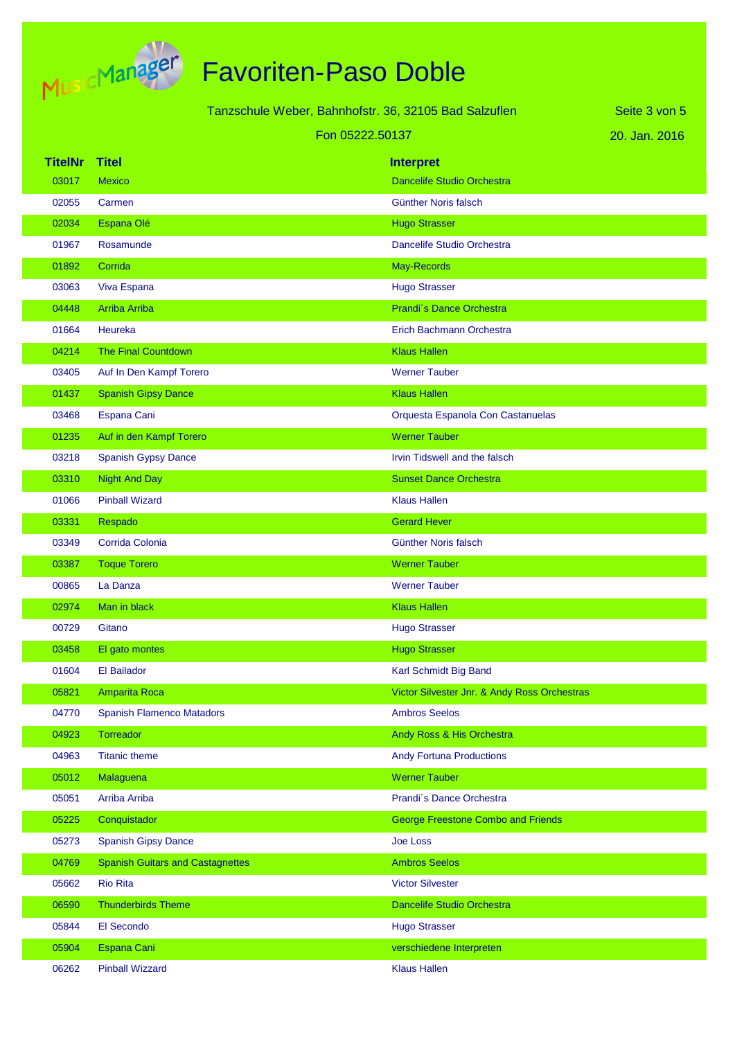# Favoriten-Paso Doble

Tanzschule Weber, Bahnhofstr. 36, 32105 Bad Salzuflen

Fon 05222.50137

20. Jan. 2016

| TitelNr | Titel | Interpret |
|---|---|---|
| 03017 | Mexico | Dancelife Studio Orchestra |
| 02055 | Carmen | Günther Noris falsch |
| 02034 | Espana Olé | Hugo Strasser |
| 01967 | Rosamunde | Dancelife Studio Orchestra |
| 01892 | Corrida | May-Records |
| 03063 | Viva Espana | Hugo Strasser |
| 04448 | Arriba Arriba | Prandi´s Dance Orchestra |
| 01664 | Heureka | Erich Bachmann Orchestra |
| 04214 | The Final Countdown | Klaus Hallen |
| 03405 | Auf In Den Kampf Torero | Werner Tauber |
| 01437 | Spanish Gipsy Dance | Klaus Hallen |
| 03468 | Espana Cani | Orquesta Espanola Con Castanuelas |
| 01235 | Auf in den Kampf Torero | Werner Tauber |
| 03218 | Spanish Gypsy Dance | Irvin Tidswell and the falsch |
| 03310 | Night And Day | Sunset Dance Orchestra |
| 01066 | Pinball Wizard | Klaus Hallen |
| 03331 | Respado | Gerard Hever |
| 03349 | Corrida Colonia | Günther Noris falsch |
| 03387 | Toque Torero | Werner Tauber |
| 00865 | La Danza | Werner Tauber |
| 02974 | Man in black | Klaus Hallen |
| 00729 | Gitano | Hugo Strasser |
| 03458 | El gato montes | Hugo Strasser |
| 01604 | El Bailador | Karl Schmidt Big Band |
| 05821 | Amparita Roca | Victor Silvester Jnr. & Andy Ross Orchestras |
| 04770 | Spanish Flamenco Matadors | Ambros Seelos |
| 04923 | Torreador | Andy Ross & His Orchestra |
| 04963 | Titanic theme | Andy Fortuna Productions |
| 05012 | Malaguena | Werner Tauber |
| 05051 | Arriba Arriba | Prandi´s Dance Orchestra |
| 05225 | Conquistador | George Freestone Combo and Friends |
| 05273 | Spanish Gipsy Dance | Joe Loss |
| 04769 | Spanish Guitars and Castagnettes | Ambros Seelos |
| 05662 | Rio Rita | Victor Silvester |
| 06590 | Thunderbirds Theme | Dancelife Studio Orchestra |
| 05844 | El Secondo | Hugo Strasser |
| 05904 | Espana Cani | verschiedene Interpreten |
| 06262 | Pinball Wizzard | Klaus Hallen |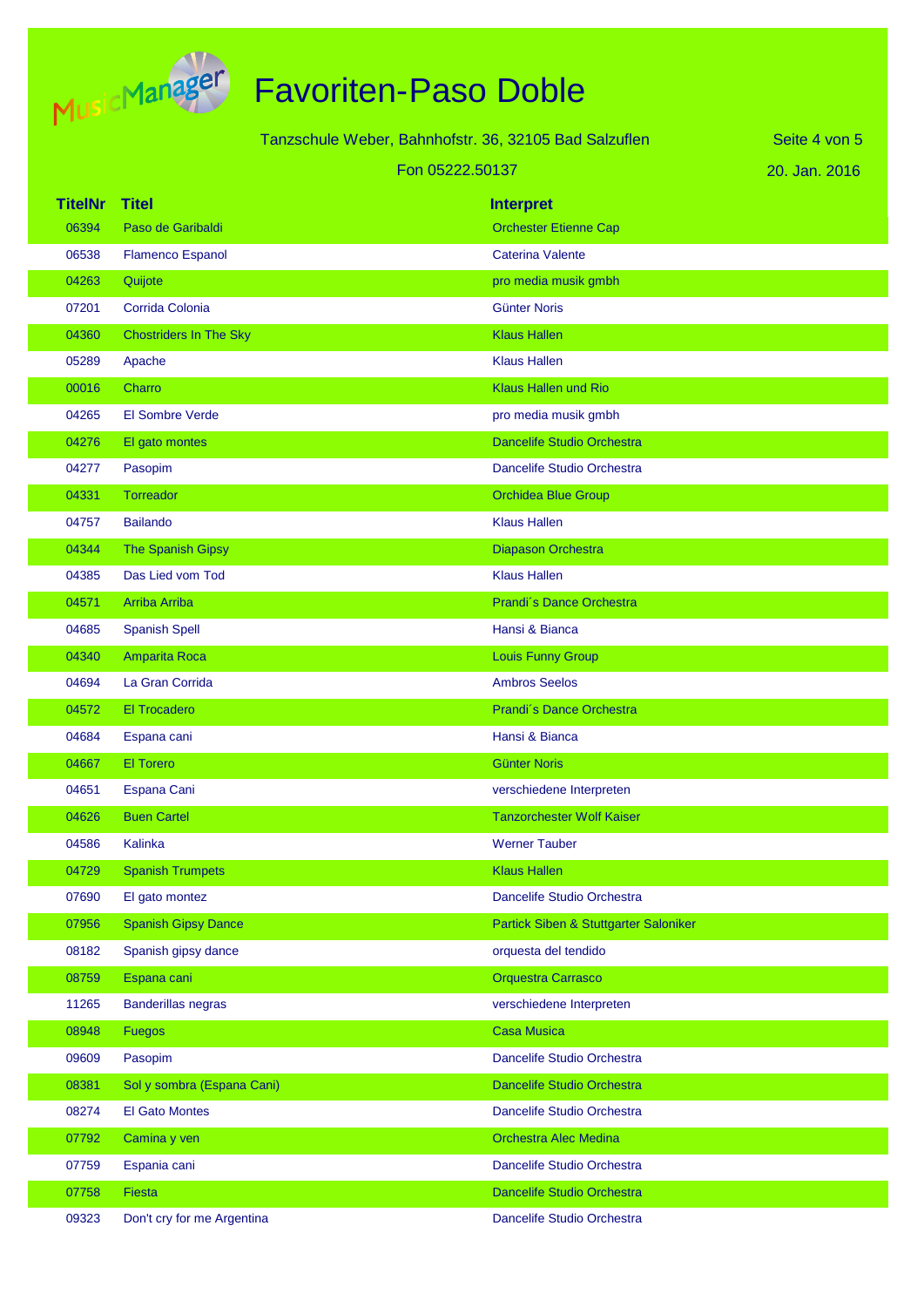# Favoriten-Paso Doble

Tanzschule Weber, Bahnhofstr. 36, 32105 Bad Salzuflen

Fon 05222.50137

20. Jan. 2016

| TitelNr | Titel | Interpret |
|---|---|---|
| 06394 | Paso de Garibaldi | Orchester Etienne Cap |
| 06538 | Flamenco Espanol | Caterina Valente |
| 04263 | Quijote | pro media musik gmbh |
| 07201 | Corrida Colonia | Günter Noris |
| 04360 | Chostriders In The Sky | Klaus Hallen |
| 05289 | Apache | Klaus Hallen |
| 00016 | Charro | Klaus Hallen und Rio |
| 04265 | El Sombre Verde | pro media musik gmbh |
| 04276 | El gato montes | Dancelife Studio Orchestra |
| 04277 | Pasopim | Dancelife Studio Orchestra |
| 04331 | Torreador | Orchidea Blue Group |
| 04757 | Bailando | Klaus Hallen |
| 04344 | The Spanish Gipsy | Diapason Orchestra |
| 04385 | Das Lied vom Tod | Klaus Hallen |
| 04571 | Arriba Arriba | Prandi´s Dance Orchestra |
| 04685 | Spanish Spell | Hansi & Bianca |
| 04340 | Amparita Roca | Louis Funny Group |
| 04694 | La Gran Corrida | Ambros Seelos |
| 04572 | El Trocadero | Prandi´s Dance Orchestra |
| 04684 | Espana cani | Hansi & Bianca |
| 04667 | El Torero | Günter Noris |
| 04651 | Espana Cani | verschiedene Interpreten |
| 04626 | Buen Cartel | Tanzorchester Wolf Kaiser |
| 04586 | Kalinka | Werner Tauber |
| 04729 | Spanish Trumpets | Klaus Hallen |
| 07690 | El gato montez | Dancelife Studio Orchestra |
| 07956 | Spanish Gipsy Dance | Partick Siben & Stuttgarter Saloniker |
| 08182 | Spanish gipsy dance | orquesta del tendido |
| 08759 | Espana cani | Orquestra Carrasco |
| 11265 | Banderillas negras | verschiedene Interpreten |
| 08948 | Fuegos | Casa Musica |
| 09609 | Pasopim | Dancelife Studio Orchestra |
| 08381 | Sol y sombra (Espana Cani) | Dancelife Studio Orchestra |
| 08274 | El Gato Montes | Dancelife Studio Orchestra |
| 07792 | Camina y ven | Orchestra Alec Medina |
| 07759 | Espania cani | Dancelife Studio Orchestra |
| 07758 | Fiesta | Dancelife Studio Orchestra |
| 09323 | Don't cry for me Argentina | Dancelife Studio Orchestra |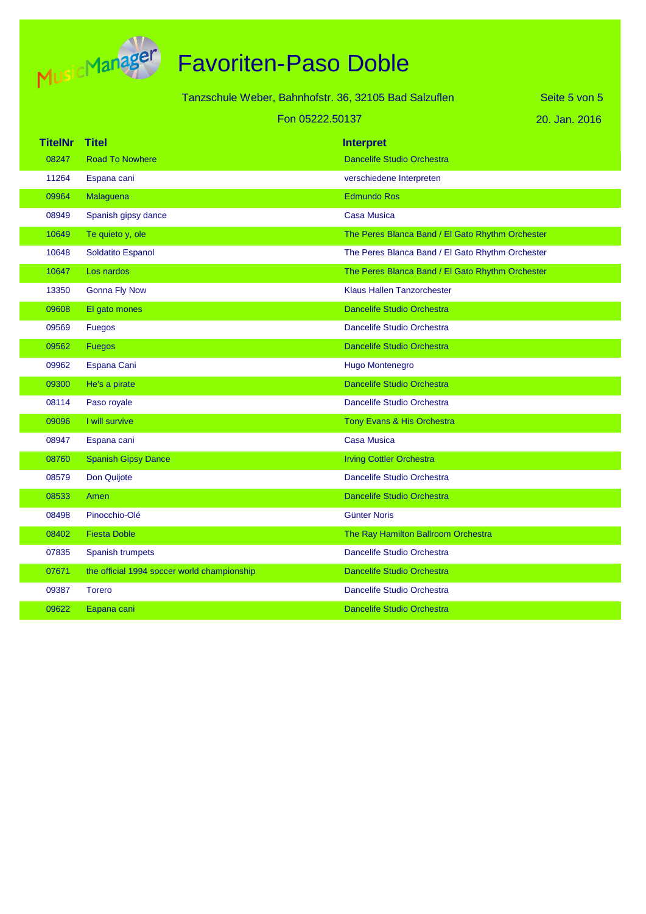# Favoriten-Paso Doble

Tanzschule Weber, Bahnhofstr. 36, 32105 Bad Salzuflen

Fon 05222.50137

20. Jan. 2016

| TitelNr | Titel | Interpret |
|---|---|---|
| 08247 | Road To Nowhere | Dancelife Studio Orchestra |
| 11264 | Espana cani | verschiedene Interpreten |
| 09964 | Malaguena | Edmundo Ros |
| 08949 | Spanish gipsy dance | Casa Musica |
| 10649 | Te quieto y, ole | The Peres Blanca Band / El Gato Rhythm Orchester |
| 10648 | Soldatito Espanol | The Peres Blanca Band / El Gato Rhythm Orchester |
| 10647 | Los nardos | The Peres Blanca Band / El Gato Rhythm Orchester |
| 13350 | Gonna Fly Now | Klaus Hallen Tanzorchester |
| 09608 | El gato mones | Dancelife Studio Orchestra |
| 09569 | Fuegos | Dancelife Studio Orchestra |
| 09562 | Fuegos | Dancelife Studio Orchestra |
| 09962 | Espana Cani | Hugo Montenegro |
| 09300 | He's a pirate | Dancelife Studio Orchestra |
| 08114 | Paso royale | Dancelife Studio Orchestra |
| 09096 | I will survive | Tony Evans & His Orchestra |
| 08947 | Espana cani | Casa Musica |
| 08760 | Spanish Gipsy Dance | Irving Cottler Orchestra |
| 08579 | Don Quijote | Dancelife Studio Orchestra |
| 08533 | Amen | Dancelife Studio Orchestra |
| 08498 | Pinocchio-Olé | Günter Noris |
| 08402 | Fiesta Doble | The Ray Hamilton Ballroom Orchestra |
| 07835 | Spanish trumpets | Dancelife Studio Orchestra |
| 07671 | the official 1994 soccer world championship | Dancelife Studio Orchestra |
| 09387 | Torero | Dancelife Studio Orchestra |
| 09622 | Eapana cani | Dancelife Studio Orchestra |